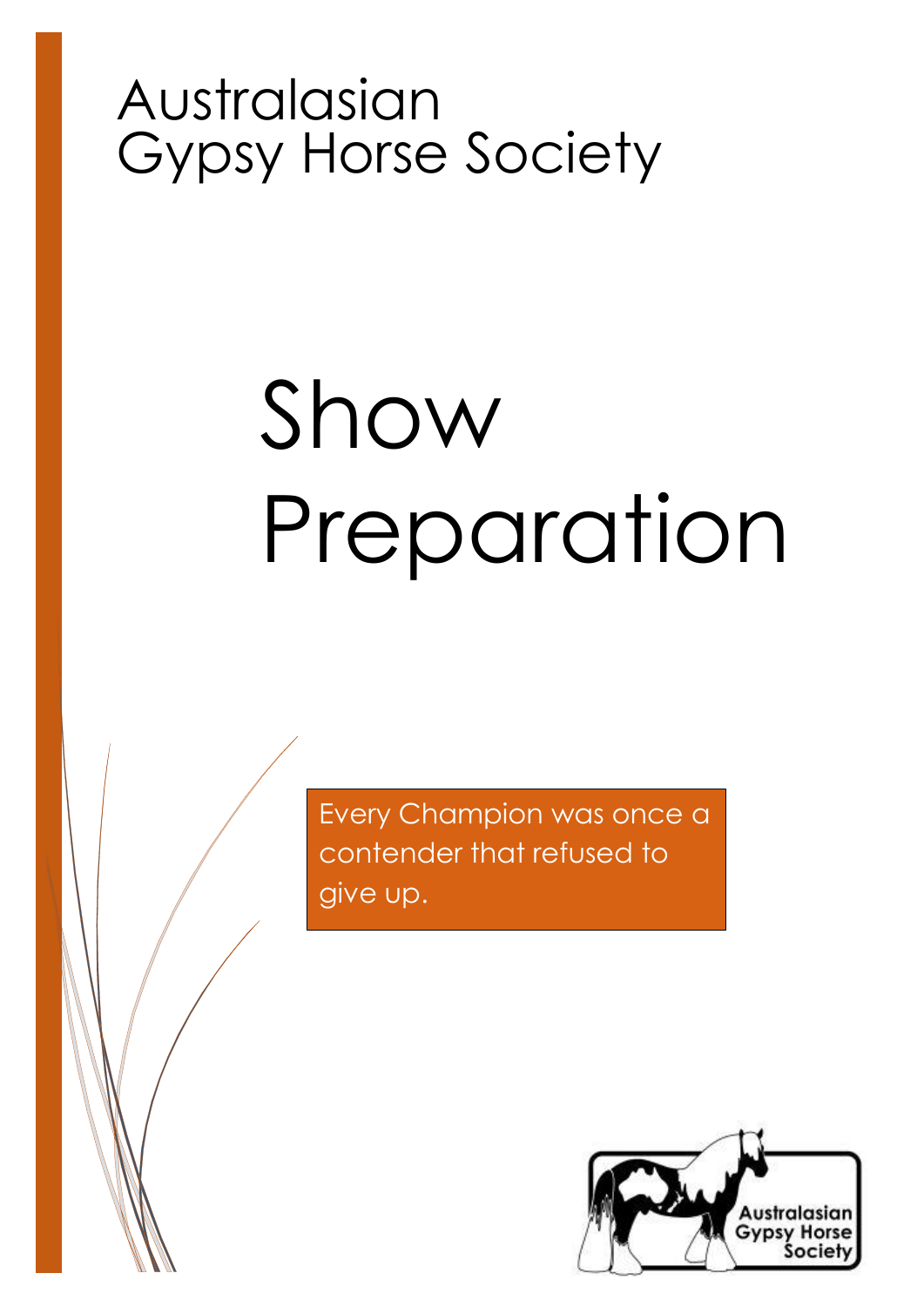Australasian
Gypsy Horse Society

# Show Preparation

Every Champion was once a contender that refused to give up.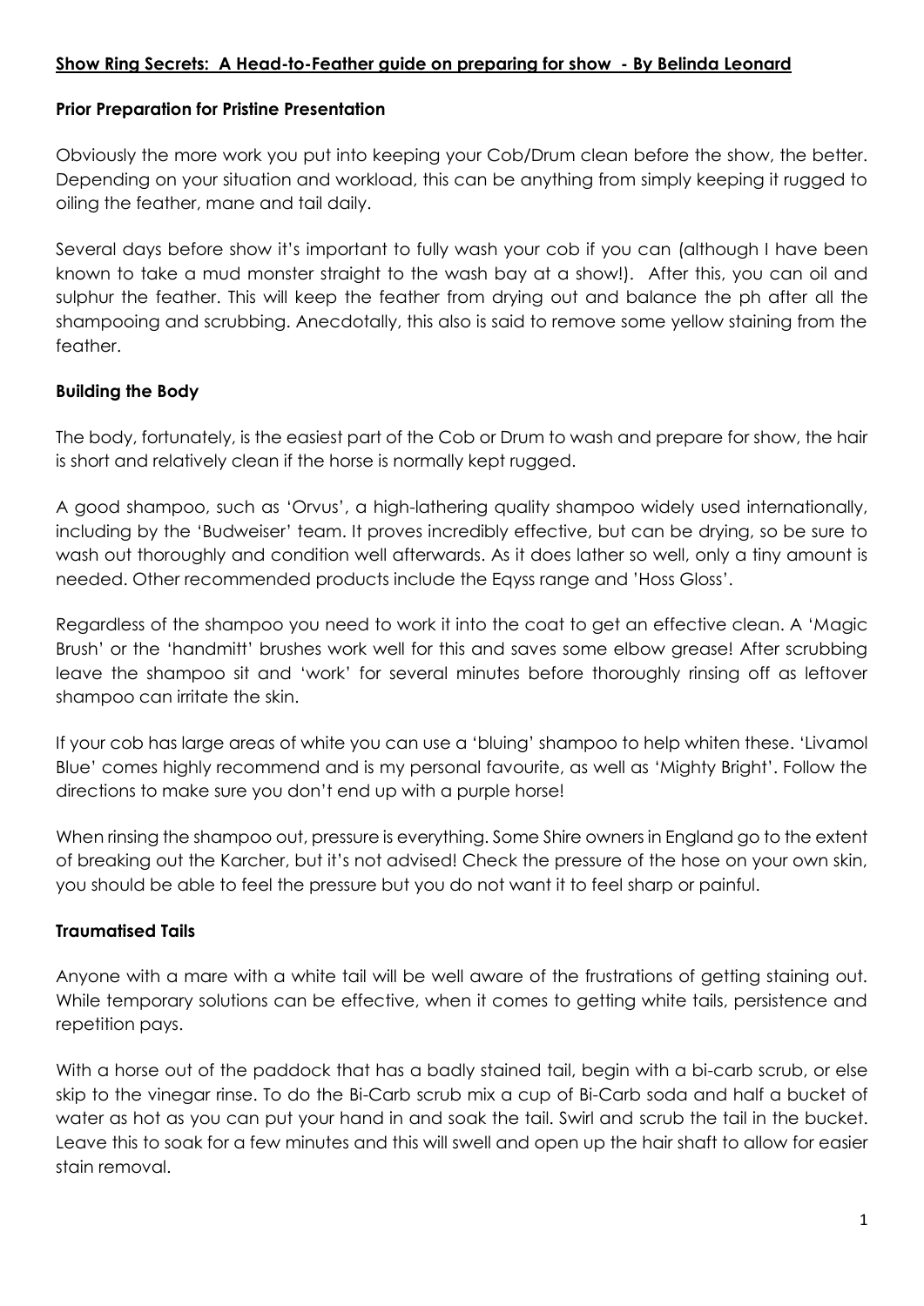## Show Ring Secrets: A Head-to-Feather guide on preparing for show - By Belinda Leonard

### Prior Preparation for Pristine Presentation

Obviously the more work you put into keeping your Cob/Drum clean before the show, the better. Depending on your situation and workload, this can be anything from simply keeping it rugged to oiling the feather, mane and tail daily.

Several days before show it's important to fully wash your cob if you can (although I have been known to take a mud monster straight to the wash bay at a show!). After this, you can oil and sulphur the feather. This will keep the feather from drying out and balance the ph after all the shampooing and scrubbing. Anecdotally, this also is said to remove some yellow staining from the feather.

### Building the Body

The body, fortunately, is the easiest part of the Cob or Drum to wash and prepare for show, the hair is short and relatively clean if the horse is normally kept rugged.

A good shampoo, such as 'Orvus', a high-lathering quality shampoo widely used internationally, including by the 'Budweiser' team. It proves incredibly effective, but can be drying, so be sure to wash out thoroughly and condition well afterwards. As it does lather so well, only a tiny amount is needed. Other recommended products include the Eqyss range and 'Hoss Gloss'.

Regardless of the shampoo you need to work it into the coat to get an effective clean. A 'Magic Brush' or the 'handmitt' brushes work well for this and saves some elbow grease! After scrubbing leave the shampoo sit and 'work' for several minutes before thoroughly rinsing off as leftover shampoo can irritate the skin.

If your cob has large areas of white you can use a 'bluing' shampoo to help whiten these. 'Livamol Blue' comes highly recommend and is my personal favourite, as well as 'Mighty Bright'. Follow the directions to make sure you don't end up with a purple horse!

When rinsing the shampoo out, pressure is everything. Some Shire owners in England go to the extent of breaking out the Karcher, but it's not advised! Check the pressure of the hose on your own skin, you should be able to feel the pressure but you do not want it to feel sharp or painful.

### Traumatised Tails

Anyone with a mare with a white tail will be well aware of the frustrations of getting staining out. While temporary solutions can be effective, when it comes to getting white tails, persistence and repetition pays.

With a horse out of the paddock that has a badly stained tail, begin with a bi-carb scrub, or else skip to the vinegar rinse. To do the Bi-Carb scrub mix a cup of Bi-Carb soda and half a bucket of water as hot as you can put your hand in and soak the tail. Swirl and scrub the tail in the bucket. Leave this to soak for a few minutes and this will swell and open up the hair shaft to allow for easier stain removal.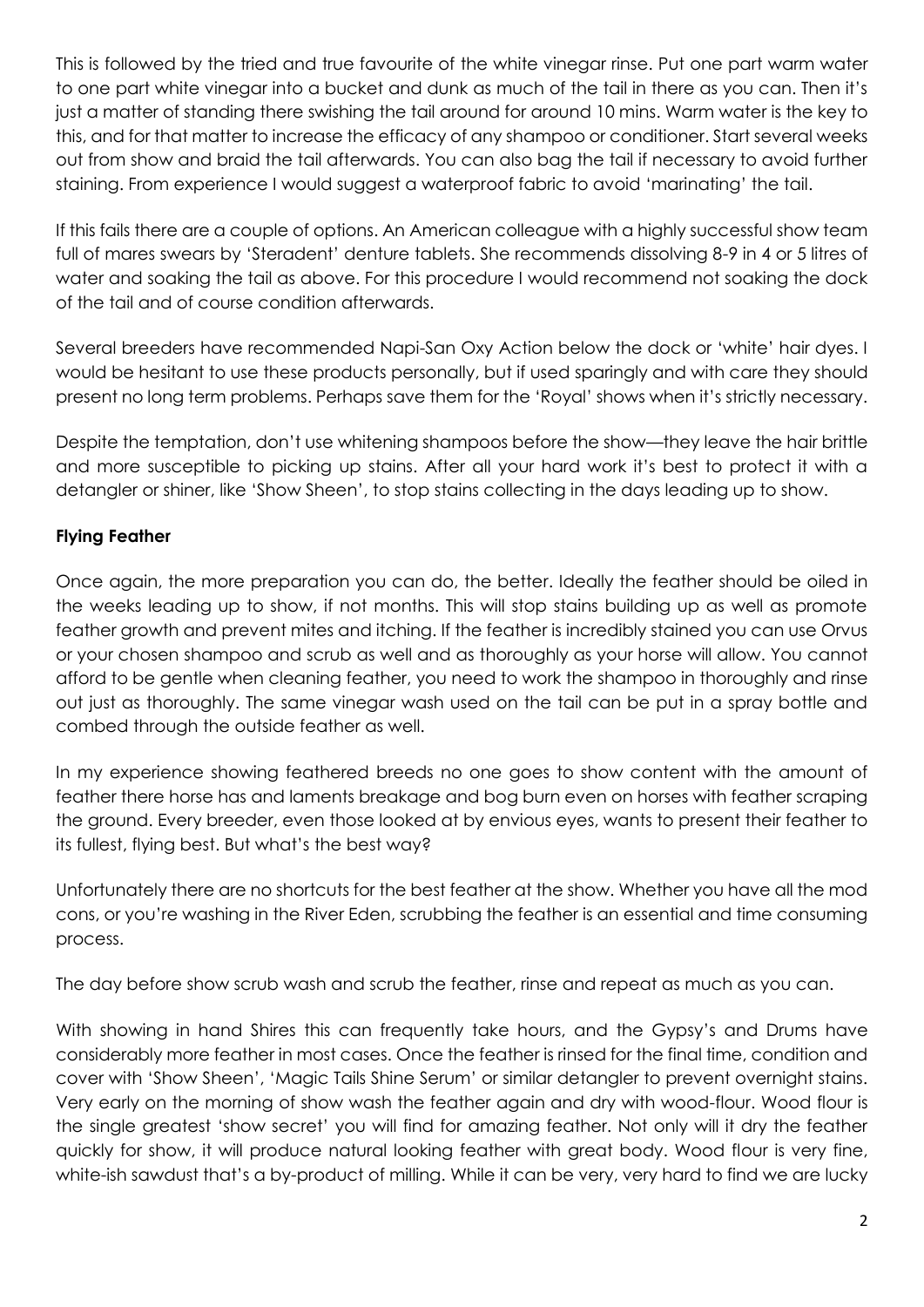This is followed by the tried and true favourite of the white vinegar rinse. Put one part warm water to one part white vinegar into a bucket and dunk as much of the tail in there as you can. Then it's just a matter of standing there swishing the tail around for around 10 mins. Warm water is the key to this, and for that matter to increase the efficacy of any shampoo or conditioner. Start several weeks out from show and braid the tail afterwards. You can also bag the tail if necessary to avoid further staining. From experience I would suggest a waterproof fabric to avoid 'marinating' the tail.

If this fails there are a couple of options. An American colleague with a highly successful show team full of mares swears by 'Steradent' denture tablets. She recommends dissolving 8-9 in 4 or 5 litres of water and soaking the tail as above. For this procedure I would recommend not soaking the dock of the tail and of course condition afterwards.

Several breeders have recommended Napi-San Oxy Action below the dock or 'white' hair dyes. I would be hesitant to use these products personally, but if used sparingly and with care they should present no long term problems. Perhaps save them for the 'Royal' shows when it's strictly necessary.

Despite the temptation, don't use whitening shampoos before the show—they leave the hair brittle and more susceptible to picking up stains. After all your hard work it's best to protect it with a detangler or shiner, like 'Show Sheen', to stop stains collecting in the days leading up to show.

**Flying Feather**

Once again, the more preparation you can do, the better. Ideally the feather should be oiled in the weeks leading up to show, if not months. This will stop stains building up as well as promote feather growth and prevent mites and itching. If the feather is incredibly stained you can use Orvus or your chosen shampoo and scrub as well and as thoroughly as your horse will allow. You cannot afford to be gentle when cleaning feather, you need to work the shampoo in thoroughly and rinse out just as thoroughly. The same vinegar wash used on the tail can be put in a spray bottle and combed through the outside feather as well.

In my experience showing feathered breeds no one goes to show content with the amount of feather there horse has and laments breakage and bog burn even on horses with feather scraping the ground. Every breeder, even those looked at by envious eyes, wants to present their feather to its fullest, flying best. But what's the best way?

Unfortunately there are no shortcuts for the best feather at the show. Whether you have all the mod cons, or you're washing in the River Eden, scrubbing the feather is an essential and time consuming process.

The day before show scrub wash and scrub the feather, rinse and repeat as much as you can.

With showing in hand Shires this can frequently take hours, and the Gypsy's and Drums have considerably more feather in most cases. Once the feather is rinsed for the final time, condition and cover with 'Show Sheen', 'Magic Tails Shine Serum' or similar detangler to prevent overnight stains. Very early on the morning of show wash the feather again and dry with wood-flour. Wood flour is the single greatest 'show secret' you will find for amazing feather. Not only will it dry the feather quickly for show, it will produce natural looking feather with great body. Wood flour is very fine, white-ish sawdust that's a by-product of milling. While it can be very, very hard to find we are lucky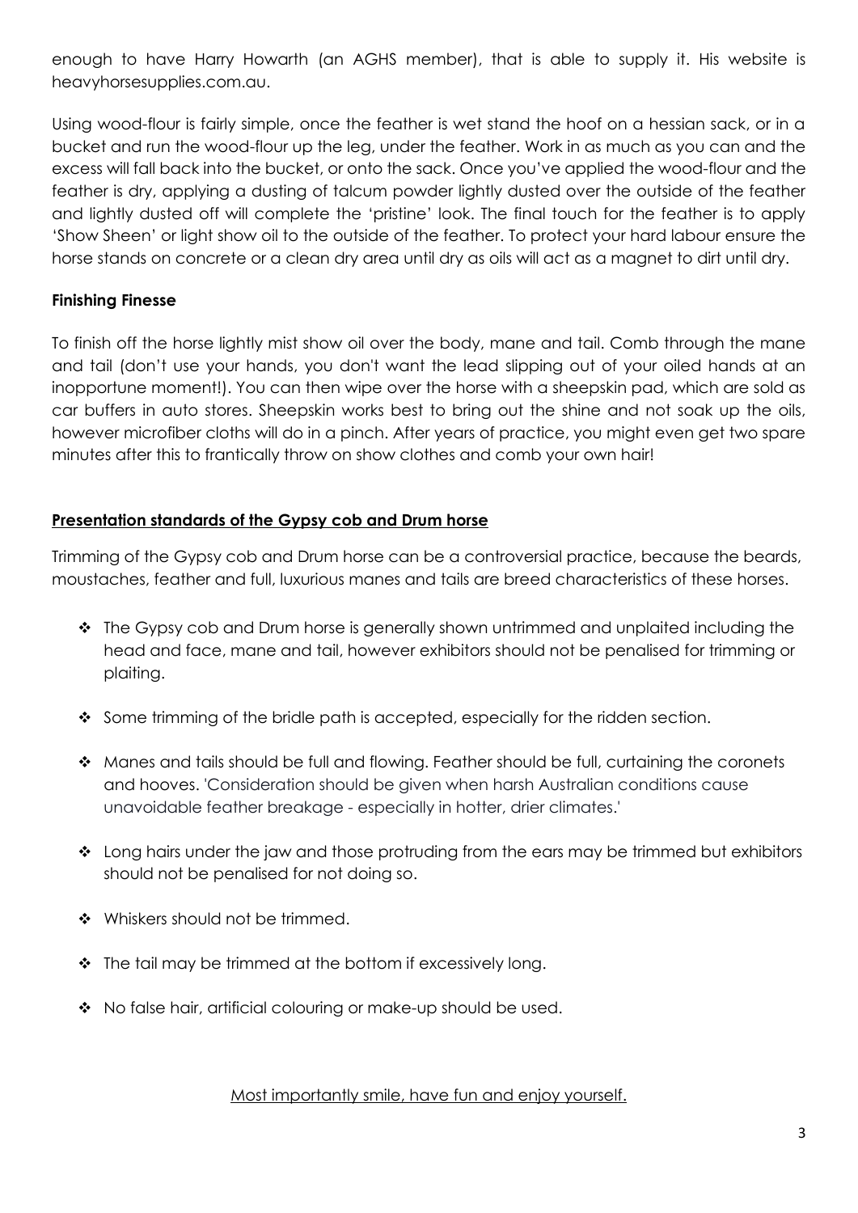enough to have Harry Howarth (an AGHS member), that is able to supply it. His website is heavyhorsesupplies.com.au.

Using wood-flour is fairly simple, once the feather is wet stand the hoof on a hessian sack, or in a bucket and run the wood-flour up the leg, under the feather. Work in as much as you can and the excess will fall back into the bucket, or onto the sack. Once you've applied the wood-flour and the feather is dry, applying a dusting of talcum powder lightly dusted over the outside of the feather and lightly dusted off will complete the 'pristine' look. The final touch for the feather is to apply 'Show Sheen' or light show oil to the outside of the feather. To protect your hard labour ensure the horse stands on concrete or a clean dry area until dry as oils will act as a magnet to dirt until dry.

**Finishing Finesse**

To finish off the horse lightly mist show oil over the body, mane and tail. Comb through the mane and tail (don't use your hands, you don't want the lead slipping out of your oiled hands at an inopportune moment!). You can then wipe over the horse with a sheepskin pad, which are sold as car buffers in auto stores. Sheepskin works best to bring out the shine and not soak up the oils, however microfiber cloths will do in a pinch. After years of practice, you might even get two spare minutes after this to frantically throw on show clothes and comb your own hair!

## Presentation standards of the Gypsy cob and Drum horse

Trimming of the Gypsy cob and Drum horse can be a controversial practice, because the beards, moustaches, feather and full, luxurious manes and tails are breed characteristics of these horses.

- The Gypsy cob and Drum horse is generally shown untrimmed and unplaited including the head and face, mane and tail, however exhibitors should not be penalised for trimming or plaiting.
- Some trimming of the bridle path is accepted, especially for the ridden section.
- Manes and tails should be full and flowing. Feather should be full, curtaining the coronets and hooves. 'Consideration should be given when harsh Australian conditions cause unavoidable feather breakage - especially in hotter, drier climates.'
- Long hairs under the jaw and those protruding from the ears may be trimmed but exhibitors should not be penalised for not doing so.
- Whiskers should not be trimmed.
- The tail may be trimmed at the bottom if excessively long.
- No false hair, artificial colouring or make-up should be used.

Most importantly smile, have fun and enjoy yourself.